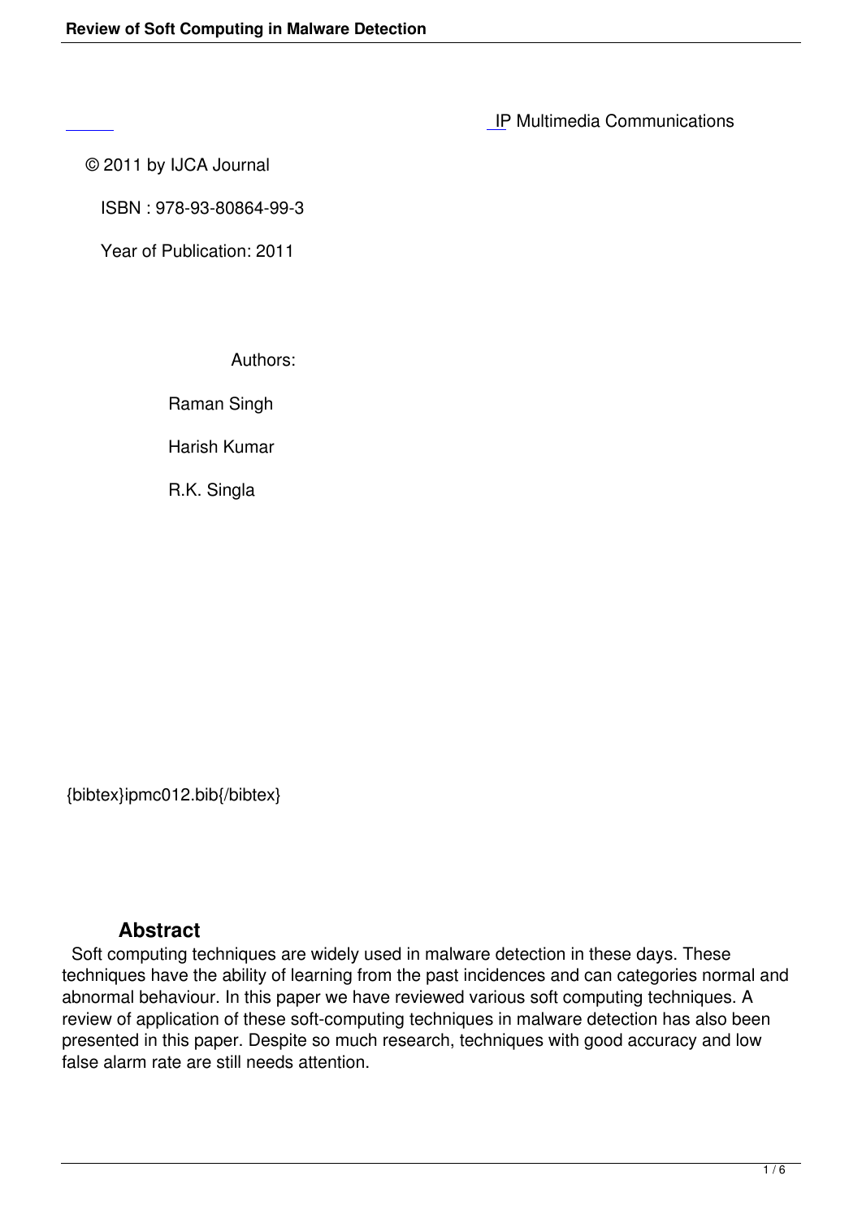IP Multimedia Communications

© 2011 by IJCA Journal

ISBN : 978-93-80864-99-3

Year of Publication: 2011

Authors:

Raman Singh

Harish Kumar

R.K. Singla

{bibtex}ipmc012.bib{/bibtex}

## Abstract

Soft computing techniques are widely used in malware detection in these days. These techniques have the ability of learning from the past incidences and can categories normal and abnormal behaviour. In this paper we have reviewed various soft computing techniques. A review of application of these soft-computing techniques in malware detection has also been presented in this paper. Despite so much research, techniques with good accuracy and low false alarm rate are still needs attention.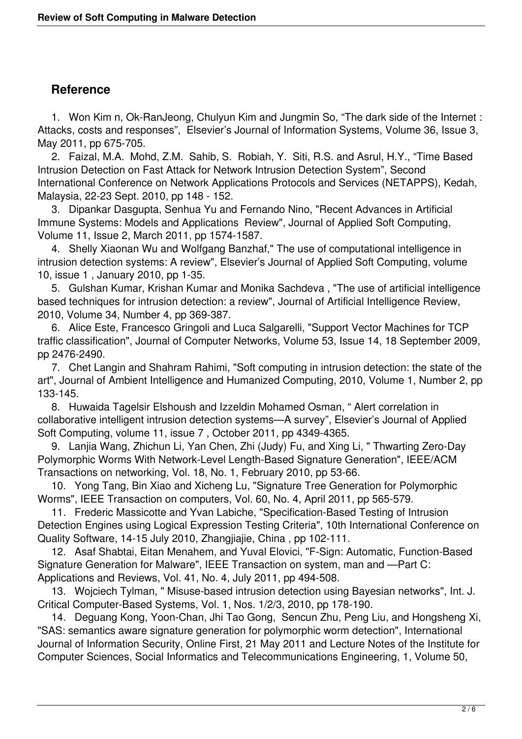## Reference

1. Won Kim n, Ok-RanJeong, Chulyun Kim and Jungmin So, “The dark side of the Internet : Attacks, costs and responses”, Elsevier’s Journal of Information Systems, Volume 36, Issue 3, May 2011, pp 675-705.
2. Faizal, M.A. Mohd, Z.M. Sahib, S. Robiah, Y. Siti, R.S. and Asrul, H.Y., “Time Based Intrusion Detection on Fast Attack for Network Intrusion Detection System”, Second International Conference on Network Applications Protocols and Services (NETAPPS), Kedah, Malaysia, 22-23 Sept. 2010, pp 148 - 152.
3. Dipankar Dasgupta, Senhua Yu and Fernando Nino, "Recent Advances in Artificial Immune Systems: Models and Applications Review", Journal of Applied Soft Computing, Volume 11, Issue 2, March 2011, pp 1574-1587.
4. Shelly Xiaonan Wu and Wolfgang Banzhaf," The use of computational intelligence in intrusion detection systems: A review", Elsevier’s Journal of Applied Soft Computing, volume 10, issue 1 , January 2010, pp 1-35.
5. Gulshan Kumar, Krishan Kumar and Monika Sachdeva , "The use of artificial intelligence based techniques for intrusion detection: a review", Journal of Artificial Intelligence Review, 2010, Volume 34, Number 4, pp 369-387.
6. Alice Este, Francesco Gringoli and Luca Salgarelli, "Support Vector Machines for TCP traffic classification", Journal of Computer Networks, Volume 53, Issue 14, 18 September 2009, pp 2476-2490.
7. Chet Langin and Shahram Rahimi, "Soft computing in intrusion detection: the state of the art", Journal of Ambient Intelligence and Humanized Computing, 2010, Volume 1, Number 2, pp 133-145.
8. Huwaida Tagelsir Elshoush and Izzeldin Mohamed Osman, “ Alert correlation in collaborative intelligent intrusion detection systems—A survey”, Elsevier’s Journal of Applied Soft Computing, volume 11, issue 7 , October 2011, pp 4349-4365.
9. Lanjia Wang, Zhichun Li, Yan Chen, Zhi (Judy) Fu, and Xing Li, " Thwarting Zero-Day Polymorphic Worms With Network-Level Length-Based Signature Generation", IEEE/ACM Transactions on networking, Vol. 18, No. 1, February 2010, pp 53-66.
10. Yong Tang, Bin Xiao and Xicheng Lu, "Signature Tree Generation for Polymorphic Worms", IEEE Transaction on computers, Vol. 60, No. 4, April 2011, pp 565-579.
11. Frederic Massicotte and Yvan Labiche, "Specification-Based Testing of Intrusion Detection Engines using Logical Expression Testing Criteria", 10th International Conference on Quality Software, 14-15 July 2010, Zhangjiajie, China , pp 102-111.
12. Asaf Shabtai, Eitan Menahem, and Yuval Elovici, "F-Sign: Automatic, Function-Based Signature Generation for Malware", IEEE Transaction on system, man and —Part C: Applications and Reviews, Vol. 41, No. 4, July 2011, pp 494-508.
13. Wojciech Tylman, " Misuse-based intrusion detection using Bayesian networks", Int. J. Critical Computer-Based Systems, Vol. 1, Nos. 1/2/3, 2010, pp 178-190.
14. Deguang Kong, Yoon-Chan, Jhi Tao Gong, Sencun Zhu, Peng Liu, and Hongsheng Xi, "SAS: semantics aware signature generation for polymorphic worm detection", International Journal of Information Security, Online First, 21 May 2011 and Lecture Notes of the Institute for Computer Sciences, Social Informatics and Telecommunications Engineering, 1, Volume 50,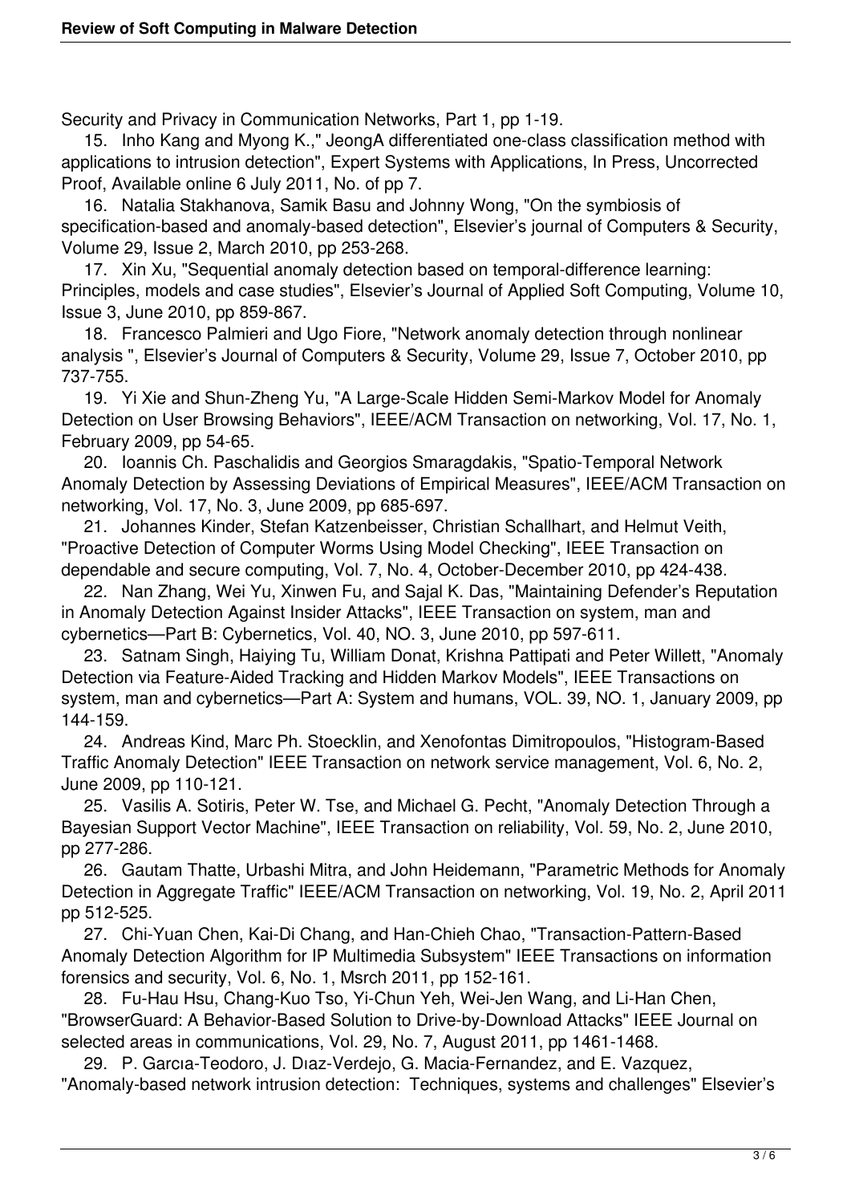Security and Privacy in Communication Networks, Part 1, pp 1-19.

15. Inho Kang and Myong K.," JeongA differentiated one-class classification method with applications to intrusion detection", Expert Systems with Applications, In Press, Uncorrected Proof, Available online 6 July 2011, No. of pp 7.

16. Natalia Stakhanova, Samik Basu and Johnny Wong, "On the symbiosis of specification-based and anomaly-based detection", Elsevier's journal of Computers & Security, Volume 29, Issue 2, March 2010, pp 253-268.

17. Xin Xu, "Sequential anomaly detection based on temporal-difference learning: Principles, models and case studies", Elsevier's Journal of Applied Soft Computing, Volume 10, Issue 3, June 2010, pp 859-867.

18. Francesco Palmieri and Ugo Fiore, "Network anomaly detection through nonlinear analysis ", Elsevier's Journal of Computers & Security, Volume 29, Issue 7, October 2010, pp 737-755.

19. Yi Xie and Shun-Zheng Yu, "A Large-Scale Hidden Semi-Markov Model for Anomaly Detection on User Browsing Behaviors", IEEE/ACM Transaction on networking, Vol. 17, No. 1, February 2009, pp 54-65.

20. Ioannis Ch. Paschalidis and Georgios Smaragdakis, "Spatio-Temporal Network Anomaly Detection by Assessing Deviations of Empirical Measures", IEEE/ACM Transaction on networking, Vol. 17, No. 3, June 2009, pp 685-697.

21. Johannes Kinder, Stefan Katzenbeisser, Christian Schallhart, and Helmut Veith, "Proactive Detection of Computer Worms Using Model Checking", IEEE Transaction on dependable and secure computing, Vol. 7, No. 4, October-December 2010, pp 424-438.

22. Nan Zhang, Wei Yu, Xinwen Fu, and Sajal K. Das, "Maintaining Defender's Reputation in Anomaly Detection Against Insider Attacks", IEEE Transaction on system, man and cybernetics—Part B: Cybernetics, Vol. 40, NO. 3, June 2010, pp 597-611.

23. Satnam Singh, Haiying Tu, William Donat, Krishna Pattipati and Peter Willett, "Anomaly Detection via Feature-Aided Tracking and Hidden Markov Models", IEEE Transactions on system, man and cybernetics—Part A: System and humans, VOL. 39, NO. 1, January 2009, pp 144-159.

24. Andreas Kind, Marc Ph. Stoecklin, and Xenofontas Dimitropoulos, "Histogram-Based Traffic Anomaly Detection" IEEE Transaction on network service management, Vol. 6, No. 2, June 2009, pp 110-121.

25. Vasilis A. Sotiris, Peter W. Tse, and Michael G. Pecht, "Anomaly Detection Through a Bayesian Support Vector Machine", IEEE Transaction on reliability, Vol. 59, No. 2, June 2010, pp 277-286.

26. Gautam Thatte, Urbashi Mitra, and John Heidemann, "Parametric Methods for Anomaly Detection in Aggregate Traffic" IEEE/ACM Transaction on networking, Vol. 19, No. 2, April 2011 pp 512-525.

27. Chi-Yuan Chen, Kai-Di Chang, and Han-Chieh Chao, "Transaction-Pattern-Based Anomaly Detection Algorithm for IP Multimedia Subsystem" IEEE Transactions on information forensics and security, Vol. 6, No. 1, Msrch 2011, pp 152-161.

28. Fu-Hau Hsu, Chang-Kuo Tso, Yi-Chun Yeh, Wei-Jen Wang, and Li-Han Chen, "BrowserGuard: A Behavior-Based Solution to Drive-by-Download Attacks" IEEE Journal on selected areas in communications, Vol. 29, No. 7, August 2011, pp 1461-1468.

29. P. Garcıa-Teodoro, J. Dıaz-Verdejo, G. Macia-Fernandez, and E. Vazquez, "Anomaly-based network intrusion detection: Techniques, systems and challenges" Elsevier's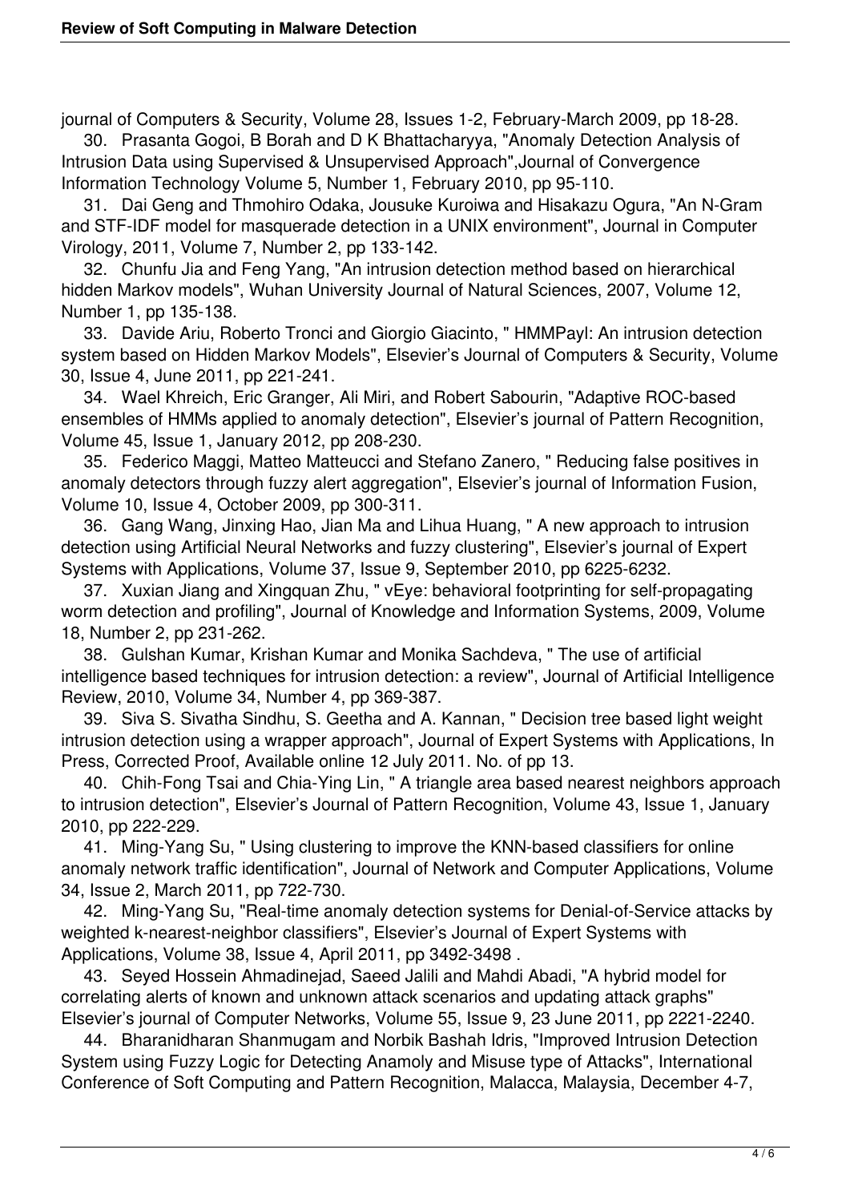journal of Computers & Security, Volume 28, Issues 1-2, February-March 2009, pp 18-28.

30. Prasanta Gogoi, B Borah and D K Bhattacharyya, "Anomaly Detection Analysis of Intrusion Data using Supervised & Unsupervised Approach",Journal of Convergence Information Technology Volume 5, Number 1, February 2010, pp 95-110.

31. Dai Geng and Thmohiro Odaka, Jousuke Kuroiwa and Hisakazu Ogura, "An N-Gram and STF-IDF model for masquerade detection in a UNIX environment", Journal in Computer Virology, 2011, Volume 7, Number 2, pp 133-142.

32. Chunfu Jia and Feng Yang, "An intrusion detection method based on hierarchical hidden Markov models", Wuhan University Journal of Natural Sciences, 2007, Volume 12, Number 1, pp 135-138.

33. Davide Ariu, Roberto Tronci and Giorgio Giacinto, " HMMPayl: An intrusion detection system based on Hidden Markov Models", Elsevier's Journal of Computers & Security, Volume 30, Issue 4, June 2011, pp 221-241.

34. Wael Khreich, Eric Granger, Ali Miri, and Robert Sabourin, "Adaptive ROC-based ensembles of HMMs applied to anomaly detection", Elsevier's journal of Pattern Recognition, Volume 45, Issue 1, January 2012, pp 208-230.

35. Federico Maggi, Matteo Matteucci and Stefano Zanero, " Reducing false positives in anomaly detectors through fuzzy alert aggregation", Elsevier's journal of Information Fusion, Volume 10, Issue 4, October 2009, pp 300-311.

36. Gang Wang, Jinxing Hao, Jian Ma and Lihua Huang, " A new approach to intrusion detection using Artificial Neural Networks and fuzzy clustering", Elsevier's journal of Expert Systems with Applications, Volume 37, Issue 9, September 2010, pp 6225-6232.

37. Xuxian Jiang and Xingquan Zhu, " vEye: behavioral footprinting for self-propagating worm detection and profiling", Journal of Knowledge and Information Systems, 2009, Volume 18, Number 2, pp 231-262.

38. Gulshan Kumar, Krishan Kumar and Monika Sachdeva, " The use of artificial intelligence based techniques for intrusion detection: a review", Journal of Artificial Intelligence Review, 2010, Volume 34, Number 4, pp 369-387.

39. Siva S. Sivatha Sindhu, S. Geetha and A. Kannan, " Decision tree based light weight intrusion detection using a wrapper approach", Journal of Expert Systems with Applications, In Press, Corrected Proof, Available online 12 July 2011. No. of pp 13.

40. Chih-Fong Tsai and Chia-Ying Lin, " A triangle area based nearest neighbors approach to intrusion detection", Elsevier's Journal of Pattern Recognition, Volume 43, Issue 1, January 2010, pp 222-229.

41. Ming-Yang Su, " Using clustering to improve the KNN-based classifiers for online anomaly network traffic identification", Journal of Network and Computer Applications, Volume 34, Issue 2, March 2011, pp 722-730.

42. Ming-Yang Su, "Real-time anomaly detection systems for Denial-of-Service attacks by weighted k-nearest-neighbor classifiers", Elsevier's Journal of Expert Systems with Applications, Volume 38, Issue 4, April 2011, pp 3492-3498 .

43. Seyed Hossein Ahmadinejad, Saeed Jalili and Mahdi Abadi, "A hybrid model for correlating alerts of known and unknown attack scenarios and updating attack graphs" Elsevier's journal of Computer Networks, Volume 55, Issue 9, 23 June 2011, pp 2221-2240.

44. Bharanidharan Shanmugam and Norbik Bashah Idris, "Improved Intrusion Detection System using Fuzzy Logic for Detecting Anamoly and Misuse type of Attacks", International Conference of Soft Computing and Pattern Recognition, Malacca, Malaysia, December 4-7,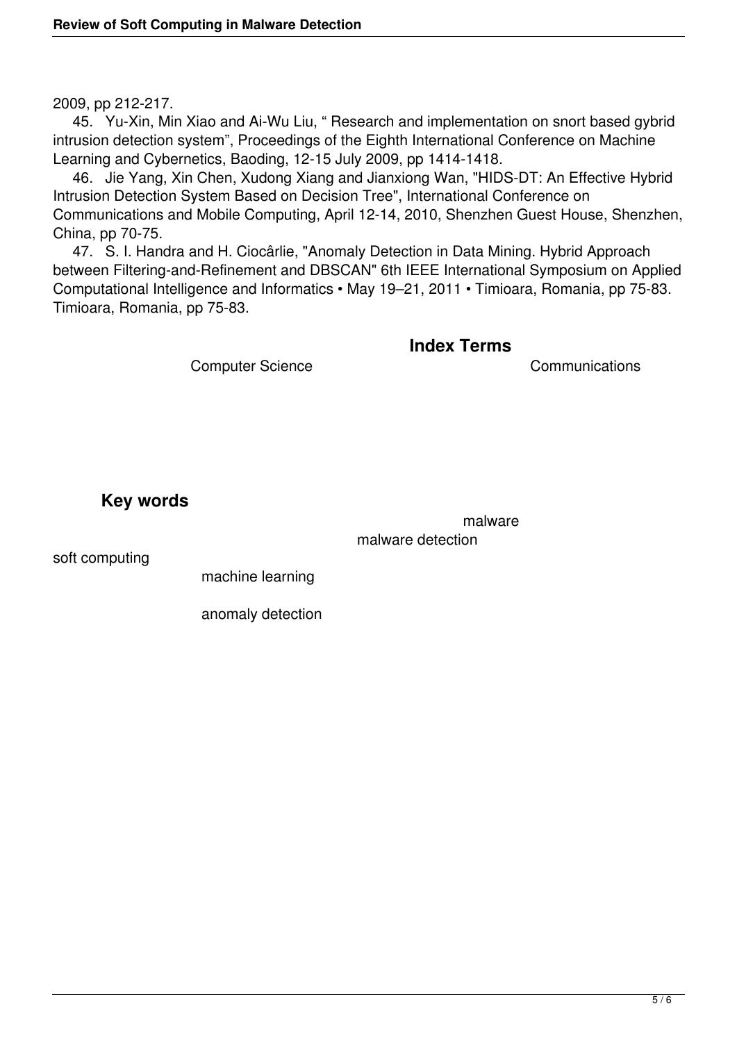2009, pp 212-217.

45. Yu-Xin, Min Xiao and Ai-Wu Liu, " Research and implementation on snort based gybrid intrusion detection system", Proceedings of the Eighth International Conference on Machine Learning and Cybernetics, Baoding, 12-15 July 2009, pp 1414-1418.

46. Jie Yang, Xin Chen, Xudong Xiang and Jianxiong Wan, "HIDS-DT: An Effective Hybrid Intrusion Detection System Based on Decision Tree", International Conference on Communications and Mobile Computing, April 12-14, 2010, Shenzhen Guest House, Shenzhen, China, pp 70-75.

47. S. I. Handra and H. Ciocârlie, "Anomaly Detection in Data Mining. Hybrid Approach between Filtering-and-Refinement and DBSCAN" 6th IEEE International Symposium on Applied Computational Intelligence and Informatics • May 19–21, 2011 • Timioara, Romania, pp 75-83. Timioara, Romania, pp 75-83.

## Index Terms

Computer Science

Communications

## Key words

malware

malware detection

soft computing

machine learning

anomaly detection